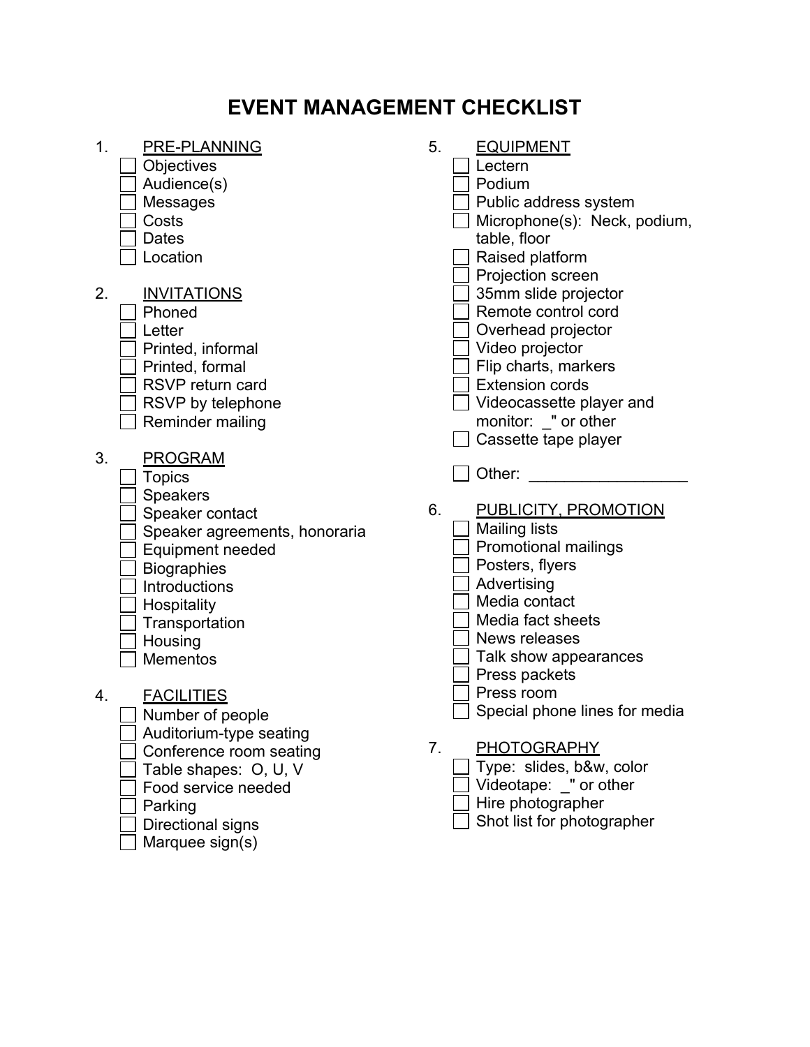# EVENT MANAGEMENT CHECKLIST

1. PRE-PLANNING
   - [ ] Objectives
   - [ ] Audience(s)
   - [ ] Messages
   - [ ] Costs
   - [ ] Dates
   - [ ] Location

2. INVITATIONS
   - [ ] Phoned
   - [ ] Letter
   - [ ] Printed, informal
   - [ ] Printed, formal
   - [ ] RSVP return card
   - [ ] RSVP by telephone
   - [ ] Reminder mailing

3. PROGRAM
   - [ ] Topics
   - [ ] Speakers
   - [ ] Speaker contact
   - [ ] Speaker agreements, honoraria
   - [ ] Equipment needed
   - [ ] Biographies
   - [ ] Introductions
   - [ ] Hospitality
   - [ ] Transportation
   - [ ] Housing
   - [ ] Mementos

4. FACILITIES
   - [ ] Number of people
   - [ ] Auditorium-type seating
   - [ ] Conference room seating
   - [ ] Table shapes: O, U, V
   - [ ] Food service needed
   - [ ] Parking
   - [ ] Directional signs
   - [ ] Marquee sign(s)

5. EQUIPMENT
   - [ ] Lectern
   - [ ] Podium
   - [ ] Public address system
   - [ ] Microphone(s): Neck, podium, table, floor
   - [ ] Raised platform
   - [ ] Projection screen
   - [ ] 35mm slide projector
   - [ ] Remote control cord
   - [ ] Overhead projector
   - [ ] Video projector
   - [ ] Flip charts, markers
   - [ ] Extension cords
   - [ ] Videocassette player and monitor: _" or other
   - [ ] Cassette tape player
   - [ ] Other: __________________

6. PUBLICITY, PROMOTION
   - [ ] Mailing lists
   - [ ] Promotional mailings
   - [ ] Posters, flyers
   - [ ] Advertising
   - [ ] Media contact
   - [ ] Media fact sheets
   - [ ] News releases
   - [ ] Talk show appearances
   - [ ] Press packets
   - [ ] Press room
   - [ ] Special phone lines for media

7. PHOTOGRAPHY
   - [ ] Type: slides, b&w, color
   - [ ] Videotape: _" or other
   - [ ] Hire photographer
   - [ ] Shot list for photographer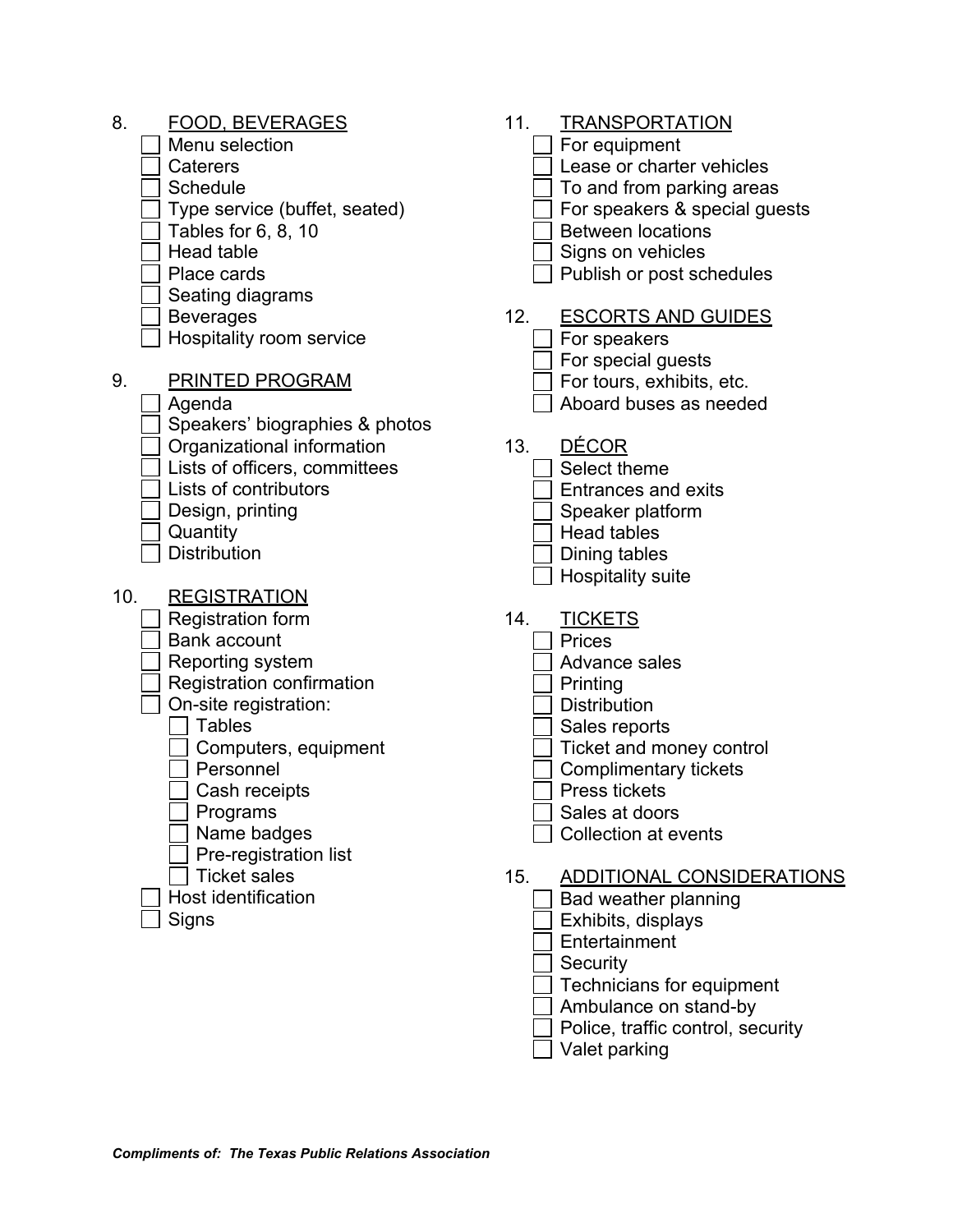8. <u>FOOD, BEVERAGES</u>
   - [ ] Menu selection
   - [ ] Caterers
   - [ ] Schedule
   - [ ] Type service (buffet, seated)
   - [ ] Tables for 6, 8, 10
   - [ ] Head table
   - [ ] Place cards
   - [ ] Seating diagrams
   - [ ] Beverages
   - [ ] Hospitality room service

9. <u>PRINTED PROGRAM</u>
   - [ ] Agenda
   - [ ] Speakers' biographies & photos
   - [ ] Organizational information
   - [ ] Lists of officers, committees
   - [ ] Lists of contributors
   - [ ] Design, printing
   - [ ] Quantity
   - [ ] Distribution

10. <u>REGISTRATION</u>
    - [ ] Registration form
    - [ ] Bank account
    - [ ] Reporting system
    - [ ] Registration confirmation
    - [ ] On-site registration:
      - [ ] Tables
      - [ ] Computers, equipment
      - [ ] Personnel
      - [ ] Cash receipts
      - [ ] Programs
      - [ ] Name badges
      - [ ] Pre-registration list
      - [ ] Ticket sales
    - [ ] Host identification
    - [ ] Signs

11. <u>TRANSPORTATION</u>
    - [ ] For equipment
    - [ ] Lease or charter vehicles
    - [ ] To and from parking areas
    - [ ] For speakers & special guests
    - [ ] Between locations
    - [ ] Signs on vehicles
    - [ ] Publish or post schedules

12. <u>ESCORTS AND GUIDES</u>
    - [ ] For speakers
    - [ ] For special guests
    - [ ] For tours, exhibits, etc.
    - [ ] Aboard buses as needed

13. <u>DÉCOR</u>
    - [ ] Select theme
    - [ ] Entrances and exits
    - [ ] Speaker platform
    - [ ] Head tables
    - [ ] Dining tables
    - [ ] Hospitality suite

14. <u>TICKETS</u>
    - [ ] Prices
    - [ ] Advance sales
    - [ ] Printing
    - [ ] Distribution
    - [ ] Sales reports
    - [ ] Ticket and money control
    - [ ] Complimentary tickets
    - [ ] Press tickets
    - [ ] Sales at doors
    - [ ] Collection at events

15. <u>ADDITIONAL CONSIDERATIONS</u>
    - [ ] Bad weather planning
    - [ ] Exhibits, displays
    - [ ] Entertainment
    - [ ] Security
    - [ ] Technicians for equipment
    - [ ] Ambulance on stand-by
    - [ ] Police, traffic control, security
    - [ ] Valet parking

***Compliments of: The Texas Public Relations Association***